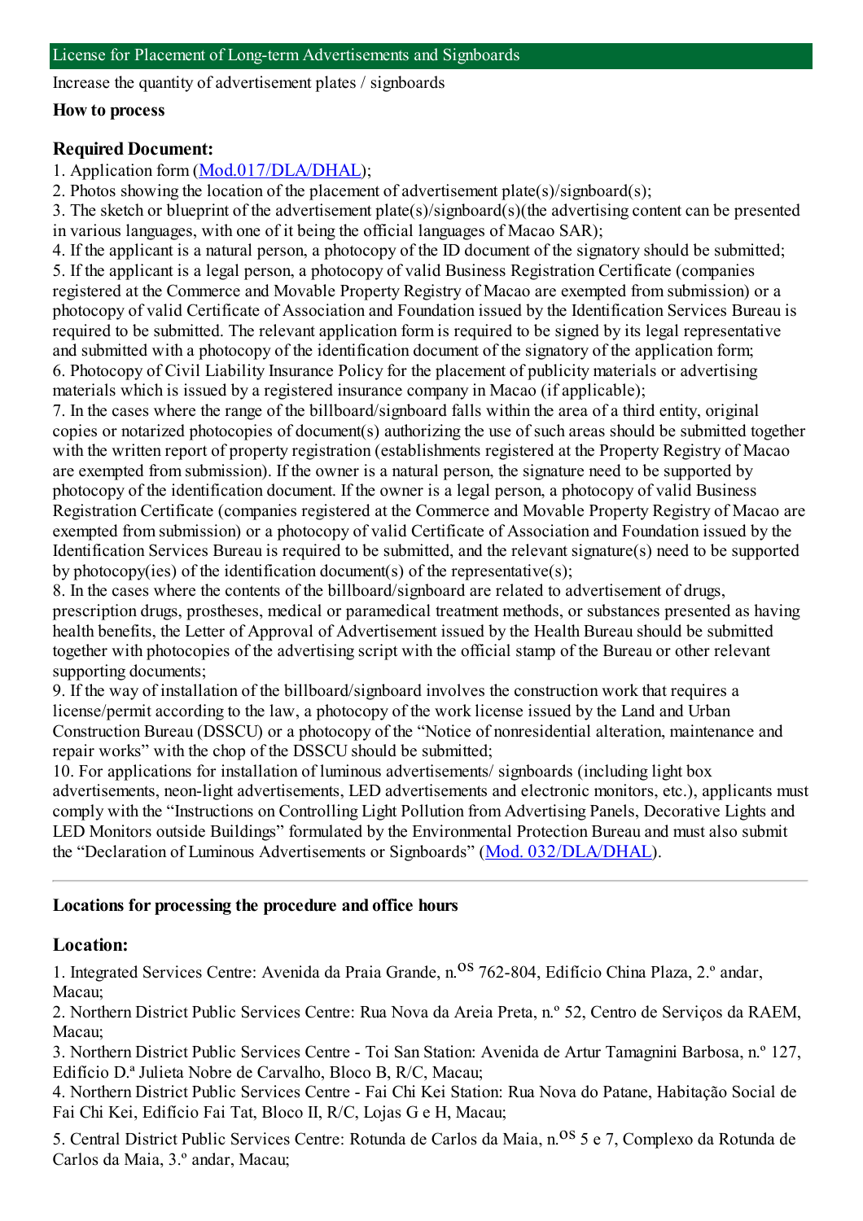## License for Placement of Long-term Advertisements and Signboards

Increase the quantity of advertisement plates / signboards

**How to process**

### Required Document:

1. Application form (Mod.017/DLA/DHAL);
2. Photos showing the location of the placement of advertisement plate(s)/signboard(s);
3. The sketch or blueprint of the advertisement plate(s)/signboard(s)(the advertising content can be presented in various languages, with one of it being the official languages of Macao SAR);
4. If the applicant is a natural person, a photocopy of the ID document of the signatory should be submitted;
5. If the applicant is a legal person, a photocopy of valid Business Registration Certificate (companies registered at the Commerce and Movable Property Registry of Macao are exempted from submission) or a photocopy of valid Certificate of Association and Foundation issued by the Identification Services Bureau is required to be submitted. The relevant application form is required to be signed by its legal representative and submitted with a photocopy of the identification document of the signatory of the application form;
6. Photocopy of Civil Liability Insurance Policy for the placement of publicity materials or advertising materials which is issued by a registered insurance company in Macao (if applicable);
7. In the cases where the range of the billboard/signboard falls within the area of a third entity, original copies or notarized photocopies of document(s) authorizing the use of such areas should be submitted together with the written report of property registration (establishments registered at the Property Registry of Macao are exempted from submission). If the owner is a natural person, the signature need to be supported by photocopy of the identification document. If the owner is a legal person, a photocopy of valid Business Registration Certificate (companies registered at the Commerce and Movable Property Registry of Macao are exempted from submission) or a photocopy of valid Certificate of Association and Foundation issued by the Identification Services Bureau is required to be submitted, and the relevant signature(s) need to be supported by photocopy(ies) of the identification document(s) of the representative(s);
8. In the cases where the contents of the billboard/signboard are related to advertisement of drugs, prescription drugs, prostheses, medical or paramedical treatment methods, or substances presented as having health benefits, the Letter of Approval of Advertisement issued by the Health Bureau should be submitted together with photocopies of the advertising script with the official stamp of the Bureau or other relevant supporting documents;
9. If the way of installation of the billboard/signboard involves the construction work that requires a license/permit according to the law, a photocopy of the work license issued by the Land and Urban Construction Bureau (DSSCU) or a photocopy of the "Notice of nonresidential alteration, maintenance and repair works" with the chop of the DSSCU should be submitted;
10. For applications for installation of luminous advertisements/ signboards (including light box advertisements, neon-light advertisements, LED advertisements and electronic monitors, etc.), applicants must comply with the "Instructions on Controlling Light Pollution from Advertising Panels, Decorative Lights and LED Monitors outside Buildings" formulated by the Environmental Protection Bureau and must also submit the "Declaration of Luminous Advertisements or Signboards" (Mod. 032/DLA/DHAL).

---

**Locations for processing the procedure and office hours**

### Location:

1. Integrated Services Centre: Avenida da Praia Grande, n.os 762-804, Edifício China Plaza, 2.º andar, Macau;
2. Northern District Public Services Centre: Rua Nova da Areia Preta, n.º 52, Centro de Serviços da RAEM, Macau;
3. Northern District Public Services Centre - Toi San Station: Avenida de Artur Tamagnini Barbosa, n.º 127, Edifício D.ª Julieta Nobre de Carvalho, Bloco B, R/C, Macau;
4. Northern District Public Services Centre - Fai Chi Kei Station: Rua Nova do Patane, Habitação Social de Fai Chi Kei, Edifício Fai Tat, Bloco II, R/C, Lojas G e H, Macau;
5. Central District Public Services Centre: Rotunda de Carlos da Maia, n.os 5 e 7, Complexo da Rotunda de Carlos da Maia, 3.º andar, Macau;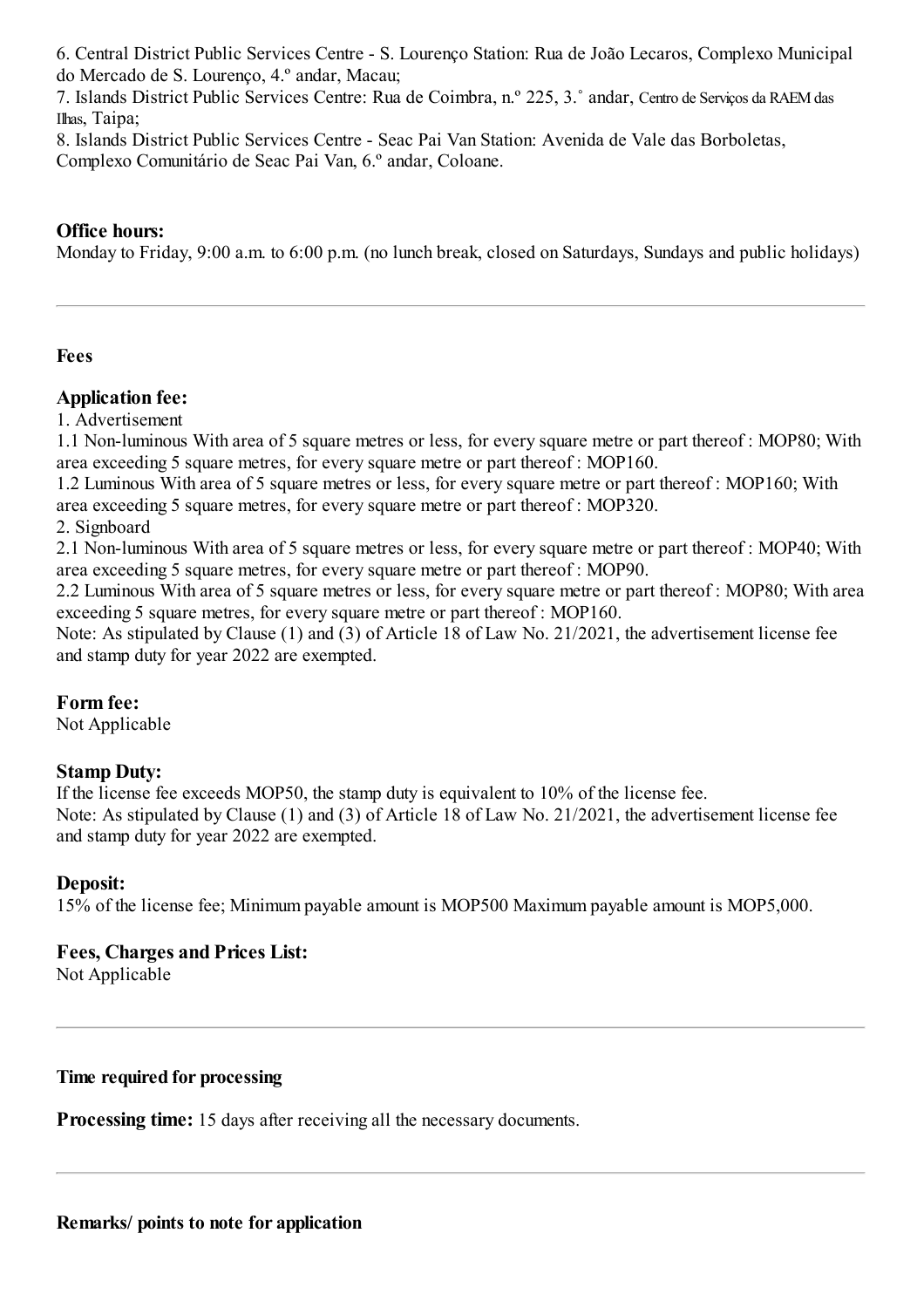6. Central District Public Services Centre - S. Lourenço Station: Rua de João Lecaros, Complexo Municipal do Mercado de S. Lourenço, 4.º andar, Macau;
7. Islands District Public Services Centre: Rua de Coimbra, n.º 225, 3.˚ andar, Centro de Serviços da RAEM das Ilhas, Taipa;
8. Islands District Public Services Centre - Seac Pai Van Station: Avenida de Vale das Borboletas, Complexo Comunitário de Seac Pai Van, 6.º andar, Coloane.

### Office hours:

Monday to Friday, 9:00 a.m. to 6:00 p.m. (no lunch break, closed on Saturdays, Sundays and public holidays)

---

## Fees

### Application fee:

1. Advertisement
1.1 Non-luminous With area of 5 square metres or less, for every square metre or part thereof : MOP80; With area exceeding 5 square metres, for every square metre or part thereof : MOP160.
1.2 Luminous With area of 5 square metres or less, for every square metre or part thereof : MOP160; With area exceeding 5 square metres, for every square metre or part thereof : MOP320.
2. Signboard
2.1 Non-luminous With area of 5 square metres or less, for every square metre or part thereof : MOP40; With area exceeding 5 square metres, for every square metre or part thereof : MOP90.
2.2 Luminous With area of 5 square metres or less, for every square metre or part thereof : MOP80; With area exceeding 5 square metres, for every square metre or part thereof : MOP160.
Note: As stipulated by Clause (1) and (3) of Article 18 of Law No. 21/2021, the advertisement license fee and stamp duty for year 2022 are exempted.

### Form fee:

Not Applicable

### Stamp Duty:

If the license fee exceeds MOP50, the stamp duty is equivalent to 10% of the license fee.
Note: As stipulated by Clause (1) and (3) of Article 18 of Law No. 21/2021, the advertisement license fee and stamp duty for year 2022 are exempted.

### Deposit:

15% of the license fee; Minimum payable amount is MOP500 Maximum payable amount is MOP5,000.

### Fees, Charges and Prices List:

Not Applicable

---

## Time required for processing

**Processing time:** 15 days after receiving all the necessary documents.

---

## Remarks/ points to note for application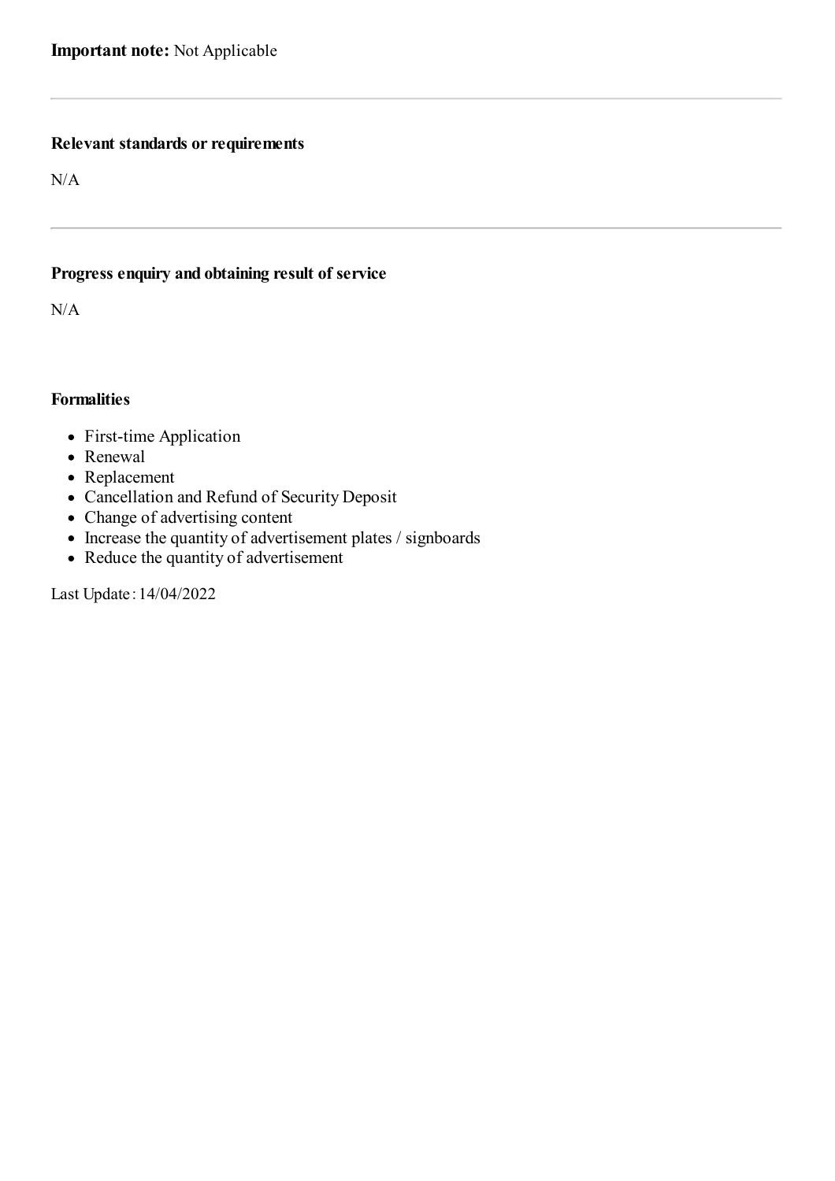**Important note:** Not Applicable

---

**Relevant standards or requirements**

N/A

---

**Progress enquiry and obtaining result of service**

N/A

**Formalities**

- First-time Application
- Renewal
- Replacement
- Cancellation and Refund of Security Deposit
- Change of advertising content
- Increase the quantity of advertisement plates / signboards
- Reduce the quantity of advertisement

Last Update : 14/04/2022